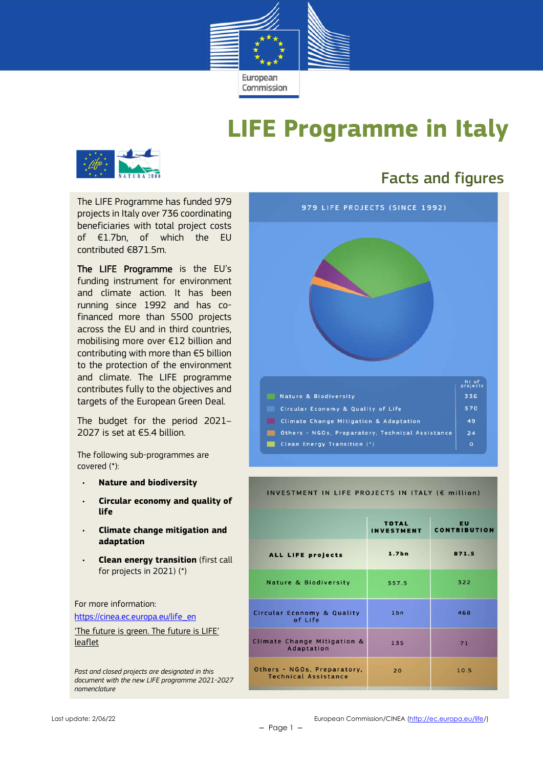# LIFE Programme in Italy

## Facts and figures

The LIFE Programme has funded 979 projects in Italy over 736 coordinating beneficiaries with total project costs of €1.7bn, of which the EU contributed €871.5m.

**The LIFE Programme** is the EU's funding instrument for environment and climate action. It has been running since 1992 and has co-financed more than 5500 projects across the EU and in third countries, mobilising more over €12 billion and contributing with more than €5 billion to the protection of the environment and climate. The LIFE programme contributes fully to the objectives and targets of the European Green Deal.

The budget for the period 2021–2027 is set at €5.4 billion.

The following sub-programmes are covered (*):

- **Nature and biodiversity**
- **Circular economy and quality of life**
- **Climate change mitigation and adaptation**
- **Clean energy transition** (first call for projects in 2021) (*)

For more information:

https://cinea.ec.europa.eu/life_en

'The future is green. The future is LIFE' leaflet

*Past and closed projects are designated in this document with the new LIFE programme 2021-2027 nomenclature*

**979 LIFE PROJECTS (SINCE 1992)**

| | Nr of projects |
|---|---|
| Nature & Biodiversity | 336 |
| Circular Economy & Quality of Life | 570 |
| Climate Change Mitigation & Adaptation | 49 |
| Others - NGOs, Preparatory, Technical Assistance | 24 |
| Clean Energy Transition (*) | 0 |

**INVESTMENT IN LIFE PROJECTS IN ITALY (€ million)**

| | TOTAL INVESTMENT | EU CONTRIBUTION |
|---|---|---|
| ALL LIFE projects | 1.7bn | 871.5 |
| Nature & Biodiversity | 557.5 | 322 |
| Circular Economy & Quality of Life | 1bn | 468 |
| Climate Change Mitigation & Adaptation | 135 | 71 |
| Others - NGOs, Preparatory, Technical Assistance | 20 | 10.5 |

Last update: 2/06/22

European Commission/CINEA (http://ec.europa.eu/life/)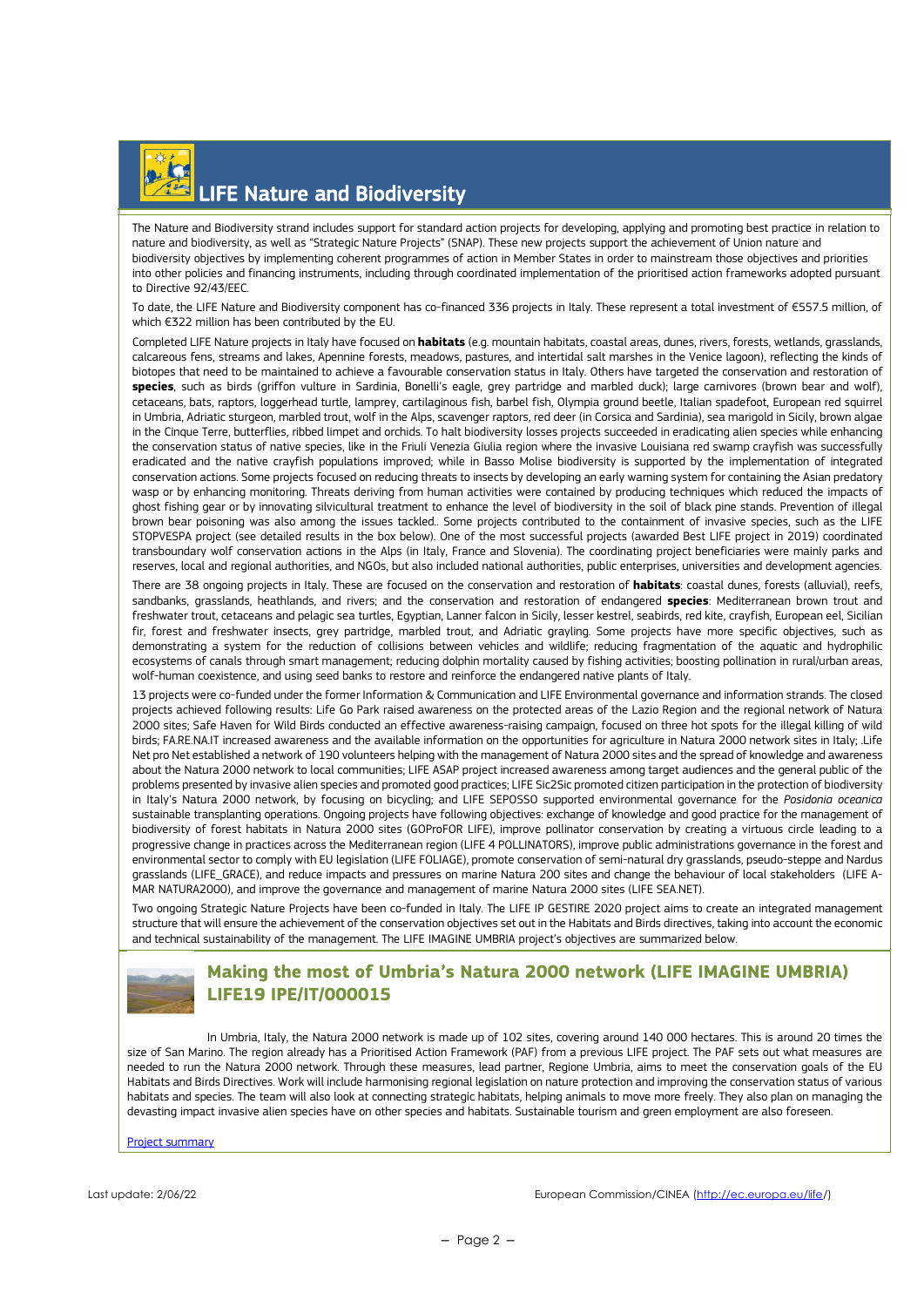## LIFE Nature and Biodiversity

The Nature and Biodiversity strand includes support for standard action projects for developing, applying and promoting best practice in relation to nature and biodiversity, as well as "Strategic Nature Projects" (SNAP). These new projects support the achievement of Union nature and biodiversity objectives by implementing coherent programmes of action in Member States in order to mainstream those objectives and priorities into other policies and financing instruments, including through coordinated implementation of the prioritised action frameworks adopted pursuant to Directive 92/43/EEC.

To date, the LIFE Nature and Biodiversity component has co-financed 336 projects in Italy. These represent a total investment of €557.5 million, of which €322 million has been contributed by the EU.

Completed LIFE Nature projects in Italy have focused on **habitats** (e.g. mountain habitats, coastal areas, dunes, rivers, forests, wetlands, grasslands, calcareous fens, streams and lakes, Apennine forests, meadows, pastures, and intertidal salt marshes in the Venice lagoon), reflecting the kinds of biotopes that need to be maintained to achieve a favourable conservation status in Italy. Others have targeted the conservation and restoration of **species**, such as birds (griffon vulture in Sardinia, Bonelli's eagle, grey partridge and marbled duck); large carnivores (brown bear and wolf), cetaceans, bats, raptors, loggerhead turtle, lamprey, cartilaginous fish, barbel fish, Olympia ground beetle, Italian spadefoot, European red squirrel in Umbria, Adriatic sturgeon, marbled trout, wolf in the Alps, scavenger raptors, red deer (in Corsica and Sardinia), sea marigold in Sicily, brown algae in the Cinque Terre, butterflies, ribbed limpet and orchids. To halt biodiversity losses projects succeeded in eradicating alien species while enhancing the conservation status of native species, like in the Friuli Venezia Giulia region where the invasive Louisiana red swamp crayfish was successfully eradicated and the native crayfish populations improved; while in Basso Molise biodiversity is supported by the implementation of integrated conservation actions. Some projects focused on reducing threats to insects by developing an early warning system for containing the Asian predatory wasp or by enhancing monitoring. Threats deriving from human activities were contained by producing techniques which reduced the impacts of ghost fishing gear or by innovating silvicultural treatment to enhance the level of biodiversity in the soil of black pine stands. Prevention of illegal brown bear poisoning was also among the issues tackled.. Some projects contributed to the containment of invasive species, such as the LIFE STOPVESPA project (see detailed results in the box below). One of the most successful projects (awarded Best LIFE project in 2019) coordinated transboundary wolf conservation actions in the Alps (in Italy, France and Slovenia). The coordinating project beneficiaries were mainly parks and reserves, local and regional authorities, and NGOs, but also included national authorities, public enterprises, universities and development agencies.

There are 38 ongoing projects in Italy. These are focused on the conservation and restoration of **habitats**: coastal dunes, forests (alluvial), reefs, sandbanks, grasslands, heathlands, and rivers; and the conservation and restoration of endangered **species**: Mediterranean brown trout and freshwater trout, cetaceans and pelagic sea turtles, Egyptian, Lanner falcon in Sicily, lesser kestrel, seabirds, red kite, crayfish, European eel, Sicilian fir, forest and freshwater insects, grey partridge, marbled trout, and Adriatic grayling. Some projects have more specific objectives, such as demonstrating a system for the reduction of collisions between vehicles and wildlife; reducing fragmentation of the aquatic and hydrophilic ecosystems of canals through smart management; reducing dolphin mortality caused by fishing activities; boosting pollination in rural/urban areas, wolf-human coexistence, and using seed banks to restore and reinforce the endangered native plants of Italy.

13 projects were co-funded under the former Information & Communication and LIFE Environmental governance and information strands. The closed projects achieved following results: Life Go Park raised awareness on the protected areas of the Lazio Region and the regional network of Natura 2000 sites; Safe Haven for Wild Birds conducted an effective awareness-raising campaign, focused on three hot spots for the illegal killing of wild birds; FA.RE.NA.IT increased awareness and the available information on the opportunities for agriculture in Natura 2000 network sites in Italy; .Life Net pro Net established a network of 190 volunteers helping with the management of Natura 2000 sites and the spread of knowledge and awareness about the Natura 2000 network to local communities; LIFE ASAP project increased awareness among target audiences and the general public of the problems presented by invasive alien species and promoted good practices; LIFE Sic2Sic promoted citizen participation in the protection of biodiversity in Italy's Natura 2000 network, by focusing on bicycling; and LIFE SEPOSSO supported environmental governance for the *Posidonia oceanica* sustainable transplanting operations. Ongoing projects have following objectives: exchange of knowledge and good practice for the management of biodiversity of forest habitats in Natura 2000 sites (GOProFOR LIFE), improve pollinator conservation by creating a virtuous circle leading to a progressive change in practices across the Mediterranean region (LIFE 4 POLLINATORS), improve public administrations governance in the forest and environmental sector to comply with EU legislation (LIFE FOLIAGE), promote conservation of semi-natural dry grasslands, pseudo-steppe and Nardus grasslands (LIFE_GRACE), and reduce impacts and pressures on marine Natura 200 sites and change the behaviour of local stakeholders (LIFE A-MAR NATURA2000), and improve the governance and management of marine Natura 2000 sites (LIFE SEA.NET).

Two ongoing Strategic Nature Projects have been co-funded in Italy. The LIFE IP GESTIRE 2020 project aims to create an integrated management structure that will ensure the achievement of the conservation objectives set out in the Habitats and Birds directives, taking into account the economic and technical sustainability of the management. The LIFE IMAGINE UMBRIA project's objectives are summarized below.

### Making the most of Umbria's Natura 2000 network (LIFE IMAGINE UMBRIA) LIFE19 IPE/IT/000015

In Umbria, Italy, the Natura 2000 network is made up of 102 sites, covering around 140 000 hectares. This is around 20 times the size of San Marino. The region already has a Prioritised Action Framework (PAF) from a previous LIFE project. The PAF sets out what measures are needed to run the Natura 2000 network. Through these measures, lead partner, Regione Umbria, aims to meet the conservation goals of the EU Habitats and Birds Directives. Work will include harmonising regional legislation on nature protection and improving the conservation status of various habitats and species. The team will also look at connecting strategic habitats, helping animals to move more freely. They also plan on managing the devasting impact invasive alien species have on other species and habitats. Sustainable tourism and green employment are also foreseen.

[Project summary]

Last update: 2/06/22

European Commission/CINEA (http://ec.europa.eu/life/)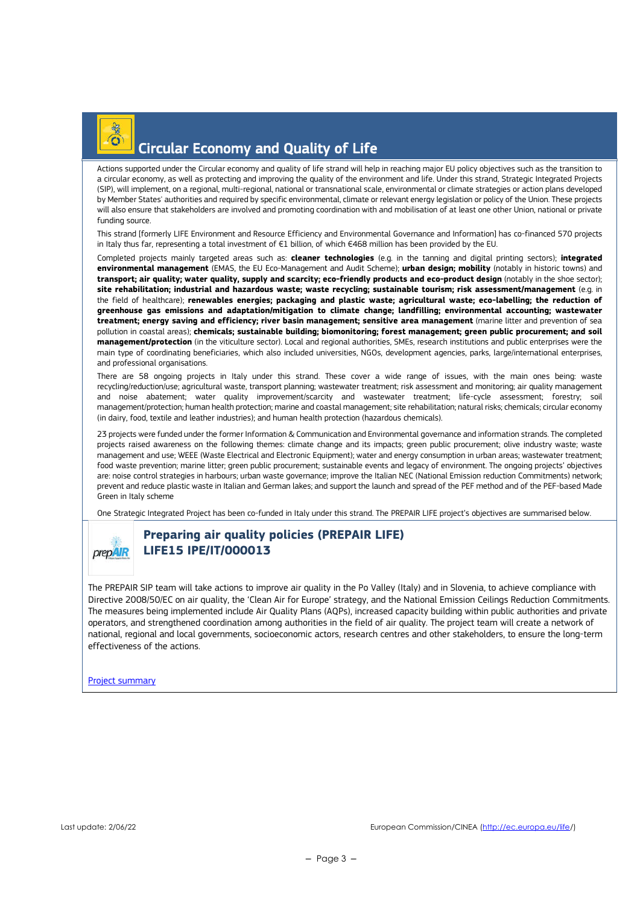## Circular Economy and Quality of Life

Actions supported under the Circular economy and quality of life strand will help in reaching major EU policy objectives such as the transition to a circular economy, as well as protecting and improving the quality of the environment and life. Under this strand, Strategic Integrated Projects (SIP), will implement, on a regional, multi-regional, national or transnational scale, environmental or climate strategies or action plans developed by Member States' authorities and required by specific environmental, climate or relevant energy legislation or policy of the Union. These projects will also ensure that stakeholders are involved and promoting coordination with and mobilisation of at least one other Union, national or private funding source.

This strand [formerly LIFE Environment and Resource Efficiency and Environmental Governance and Information] has co-financed 570 projects in Italy thus far, representing a total investment of €1 billion, of which €468 million has been provided by the EU.

Completed projects mainly targeted areas such as: **cleaner technologies** (e.g. in the tanning and digital printing sectors); **integrated environmental management** (EMAS, the EU Eco-Management and Audit Scheme); **urban design; mobility** (notably in historic towns) and **transport; air quality; water quality, supply and scarcity; eco-friendly products and eco-product design** (notably in the shoe sector); **site rehabilitation; industrial and hazardous waste; waste recycling; sustainable tourism; risk assessment/management** (e.g. in the field of healthcare); **renewables energies; packaging and plastic waste; agricultural waste; eco-labelling; the reduction of greenhouse gas emissions and adaptation/mitigation to climate change; landfilling; environmental accounting; wastewater treatment; energy saving and efficiency; river basin management; sensitive area management** (marine litter and prevention of sea pollution in coastal areas); **chemicals; sustainable building; biomonitoring; forest management; green public procurement; and soil management/protection** (in the viticulture sector). Local and regional authorities, SMEs, research institutions and public enterprises were the main type of coordinating beneficiaries, which also included universities, NGOs, development agencies, parks, large/international enterprises, and professional organisations.

There are 58 ongoing projects in Italy under this strand. These cover a wide range of issues, with the main ones being: waste recycling/reduction/use; agricultural waste, transport planning; wastewater treatment; risk assessment and monitoring; air quality management and noise abatement; water quality improvement/scarcity and wastewater treatment; life-cycle assessment; forestry; soil management/protection; human health protection; marine and coastal management; site rehabilitation; natural risks; chemicals; circular economy (in dairy, food, textile and leather industries); and human health protection (hazardous chemicals).

23 projects were funded under the former Information & Communication and Environmental governance and information strands. The completed projects raised awareness on the following themes: climate change and its impacts; green public procurement; olive industry waste; waste management and use; WEEE (Waste Electrical and Electronic Equipment); water and energy consumption in urban areas; wastewater treatment; food waste prevention; marine litter; green public procurement; sustainable events and legacy of environment. The ongoing projects' objectives are: noise control strategies in harbours; urban waste governance; improve the Italian NEC (National Emission reduction Commitments) network; prevent and reduce plastic waste in Italian and German lakes; and support the launch and spread of the PEF method and of the PEF-based Made Green in Italy scheme

One Strategic Integrated Project has been co-funded in Italy under this strand. The PREPAIR LIFE project's objectives are summarised below.

### Preparing air quality policies (PREPAIR LIFE)
### LIFE15 IPE/IT/000013

The PREPAIR SIP team will take actions to improve air quality in the Po Valley (Italy) and in Slovenia, to achieve compliance with Directive 2008/50/EC on air quality, the 'Clean Air for Europe' strategy, and the National Emission Ceilings Reduction Commitments. The measures being implemented include Air Quality Plans (AQPs), increased capacity building within public authorities and private operators, and strengthened coordination among authorities in the field of air quality. The project team will create a network of national, regional and local governments, socioeconomic actors, research centres and other stakeholders, to ensure the long-term effectiveness of the actions.

Project summary

Last update: 2/06/22 European Commission/CINEA (http://ec.europa.eu/life/)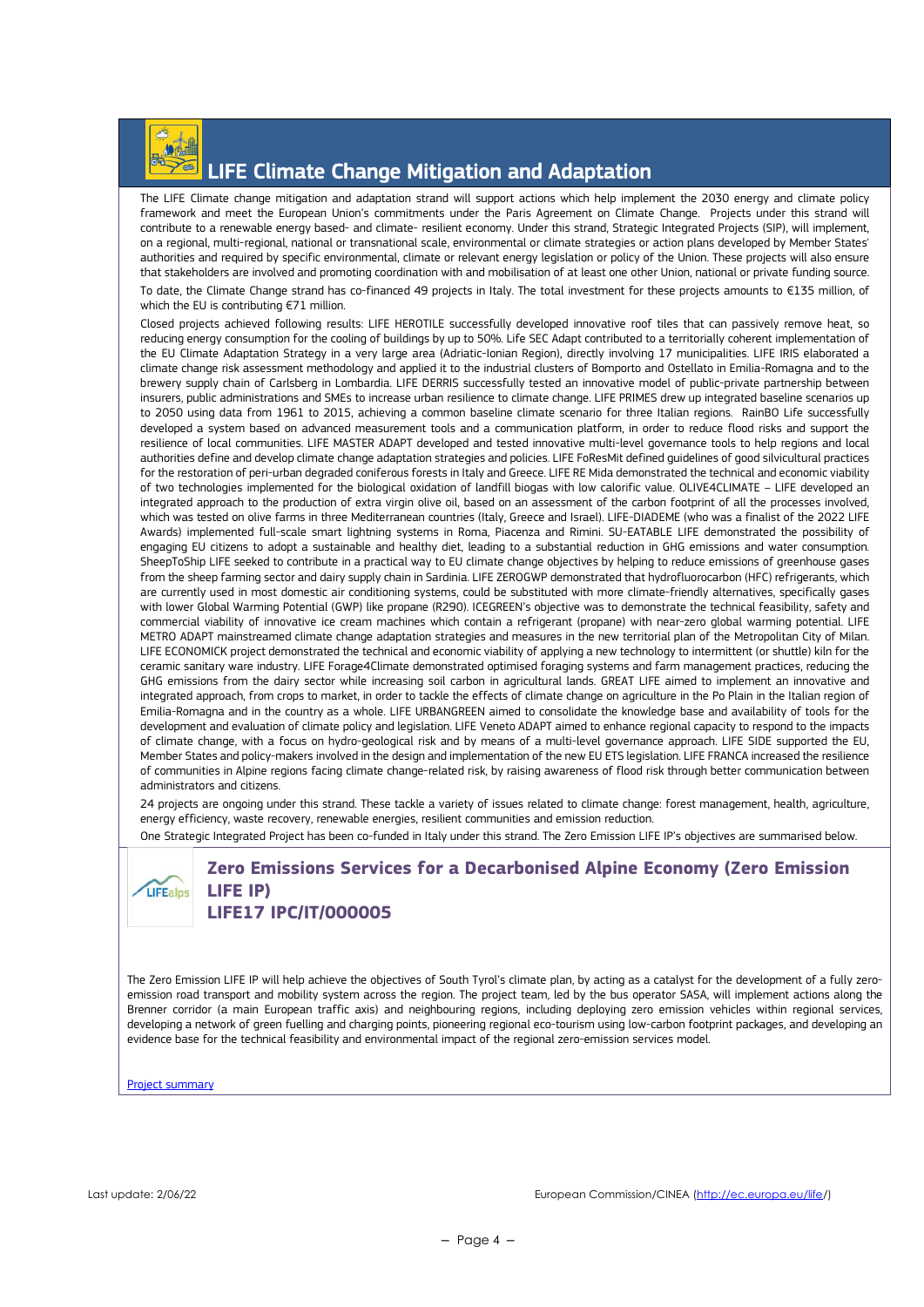# LIFE Climate Change Mitigation and Adaptation

The LIFE Climate change mitigation and adaptation strand will support actions which help implement the 2030 energy and climate policy framework and meet the European Union's commitments under the Paris Agreement on Climate Change. Projects under this strand will contribute to a renewable energy based- and climate- resilient economy. Under this strand, Strategic Integrated Projects (SIP), will implement, on a regional, multi-regional, national or transnational scale, environmental or climate strategies or action plans developed by Member States' authorities and required by specific environmental, climate or relevant energy legislation or policy of the Union. These projects will also ensure that stakeholders are involved and promoting coordination with and mobilisation of at least one other Union, national or private funding source.

To date, the Climate Change strand has co-financed 49 projects in Italy. The total investment for these projects amounts to €135 million, of which the EU is contributing €71 million.

Closed projects achieved following results: LIFE HEROTILE successfully developed innovative roof tiles that can passively remove heat, so reducing energy consumption for the cooling of buildings by up to 50%. Life SEC Adapt contributed to a territorially coherent implementation of the EU Climate Adaptation Strategy in a very large area (Adriatic-Ionian Region), directly involving 17 municipalities. LIFE IRIS elaborated a climate change risk assessment methodology and applied it to the industrial clusters of Bomporto and Ostellato in Emilia-Romagna and to the brewery supply chain of Carlsberg in Lombardia. LIFE DERRIS successfully tested an innovative model of public-private partnership between insurers, public administrations and SMEs to increase urban resilience to climate change. LIFE PRIMES drew up integrated baseline scenarios up to 2050 using data from 1961 to 2015, achieving a common baseline climate scenario for three Italian regions. RainBO Life successfully developed a system based on advanced measurement tools and a communication platform, in order to reduce flood risks and support the resilience of local communities. LIFE MASTER ADAPT developed and tested innovative multi-level governance tools to help regions and local authorities define and develop climate change adaptation strategies and policies. LIFE FoResMit defined guidelines of good silvicultural practices for the restoration of peri-urban degraded coniferous forests in Italy and Greece. LIFE RE Mida demonstrated the technical and economic viability of two technologies implemented for the biological oxidation of landfill biogas with low calorific value. OLIVE4CLIMATE – LIFE developed an integrated approach to the production of extra virgin olive oil, based on an assessment of the carbon footprint of all the processes involved, which was tested on olive farms in three Mediterranean countries (Italy, Greece and Israel). LIFE-DIADEME (who was a finalist of the 2022 LIFE Awards) implemented full-scale smart lightning systems in Roma, Piacenza and Rimini. SU-EATABLE LIFE demonstrated the possibility of engaging EU citizens to adopt a sustainable and healthy diet, leading to a substantial reduction in GHG emissions and water consumption. SheepToShip LIFE seeked to contribute in a practical way to EU climate change objectives by helping to reduce emissions of greenhouse gases from the sheep farming sector and dairy supply chain in Sardinia. LIFE ZEROGWP demonstrated that hydrofluorocarbon (HFC) refrigerants, which are currently used in most domestic air conditioning systems, could be substituted with more climate-friendly alternatives, specifically gases with lower Global Warming Potential (GWP) like propane (R290). ICEGREEN's objective was to demonstrate the technical feasibility, safety and commercial viability of innovative ice cream machines which contain a refrigerant (propane) with near-zero global warming potential. LIFE METRO ADAPT mainstreamed climate change adaptation strategies and measures in the new territorial plan of the Metropolitan City of Milan. LIFE ECONOMICK project demonstrated the technical and economic viability of applying a new technology to intermittent (or shuttle) kiln for the ceramic sanitary ware industry. LIFE Forage4Climate demonstrated optimised foraging systems and farm management practices, reducing the GHG emissions from the dairy sector while increasing soil carbon in agricultural lands. GREAT LIFE aimed to implement an innovative and integrated approach, from crops to market, in order to tackle the effects of climate change on agriculture in the Po Plain in the Italian region of Emilia-Romagna and in the country as a whole. LIFE URBANGREEN aimed to consolidate the knowledge base and availability of tools for the development and evaluation of climate policy and legislation. LIFE Veneto ADAPT aimed to enhance regional capacity to respond to the impacts of climate change, with a focus on hydro-geological risk and by means of a multi-level governance approach. LIFE SIDE supported the EU, Member States and policy-makers involved in the design and implementation of the new EU ETS legislation. LIFE FRANCA increased the resilience of communities in Alpine regions facing climate change-related risk, by raising awareness of flood risk through better communication between administrators and citizens.

24 projects are ongoing under this strand. These tackle a variety of issues related to climate change: forest management, health, agriculture, energy efficiency, waste recovery, renewable energies, resilient communities and emission reduction.

One Strategic Integrated Project has been co-funded in Italy under this strand. The Zero Emission LIFE IP's objectives are summarised below.

## Zero Emissions Services for a Decarbonised Alpine Economy (Zero Emission LIFE IP)
## LIFE17 IPC/IT/000005

The Zero Emission LIFE IP will help achieve the objectives of South Tyrol's climate plan, by acting as a catalyst for the development of a fully zero-emission road transport and mobility system across the region. The project team, led by the bus operator SASA, will implement actions along the Brenner corridor (a main European traffic axis) and neighbouring regions, including deploying zero emission vehicles within regional services, developing a network of green fuelling and charging points, pioneering regional eco-tourism using low-carbon footprint packages, and developing an evidence base for the technical feasibility and environmental impact of the regional zero-emission services model.

Project summary

Last update: 2/06/22

European Commission/CINEA (http://ec.europa.eu/life/)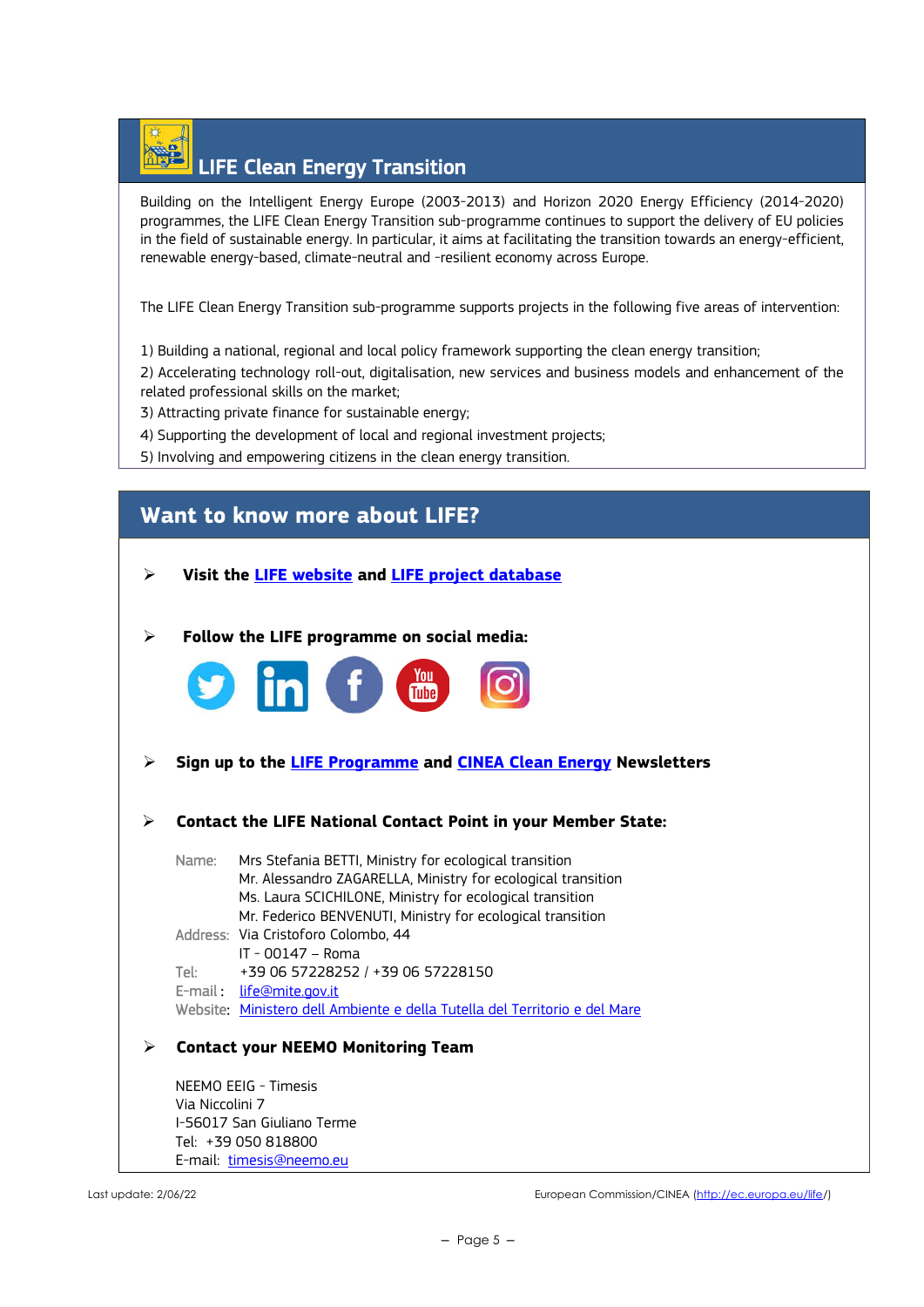## LIFE Clean Energy Transition

Building on the Intelligent Energy Europe (2003-2013) and Horizon 2020 Energy Efficiency (2014-2020) programmes, the LIFE Clean Energy Transition sub-programme continues to support the delivery of EU policies in the field of sustainable energy. In particular, it aims at facilitating the transition towards an energy-efficient, renewable energy-based, climate-neutral and -resilient economy across Europe.

The LIFE Clean Energy Transition sub-programme supports projects in the following five areas of intervention:

1) Building a national, regional and local policy framework supporting the clean energy transition;
2) Accelerating technology roll-out, digitalisation, new services and business models and enhancement of the related professional skills on the market;
3) Attracting private finance for sustainable energy;
4) Supporting the development of local and regional investment projects;
5) Involving and empowering citizens in the clean energy transition.

## Want to know more about LIFE?

- **Visit the LIFE website and LIFE project database**

- **Follow the LIFE programme on social media:**

- **Sign up to the LIFE Programme and CINEA Clean Energy Newsletters**

- **Contact the LIFE National Contact Point in your Member State:**

Name: Mrs Stefania BETTI, Ministry for ecological transition
Mr. Alessandro ZAGARELLA, Ministry for ecological transition
Ms. Laura SCICHILONE, Ministry for ecological transition
Mr. Federico BENVENUTI, Ministry for ecological transition
Address: Via Cristoforo Colombo, 44
IT - 00147 – Roma
Tel: +39 06 57228252 / +39 06 57228150
E-mail: life@mite.gov.it
Website: Ministero dell Ambiente e della Tutela del Territorio e del Mare

- **Contact your NEEMO Monitoring Team**

NEEMO EEIG - Timesis
Via Niccolini 7
I-56017 San Giuliano Terme
Tel: +39 050 818800
E-mail: timesis@neemo.eu

Last update: 2/06/22

European Commission/CINEA (http://ec.europa.eu/life/)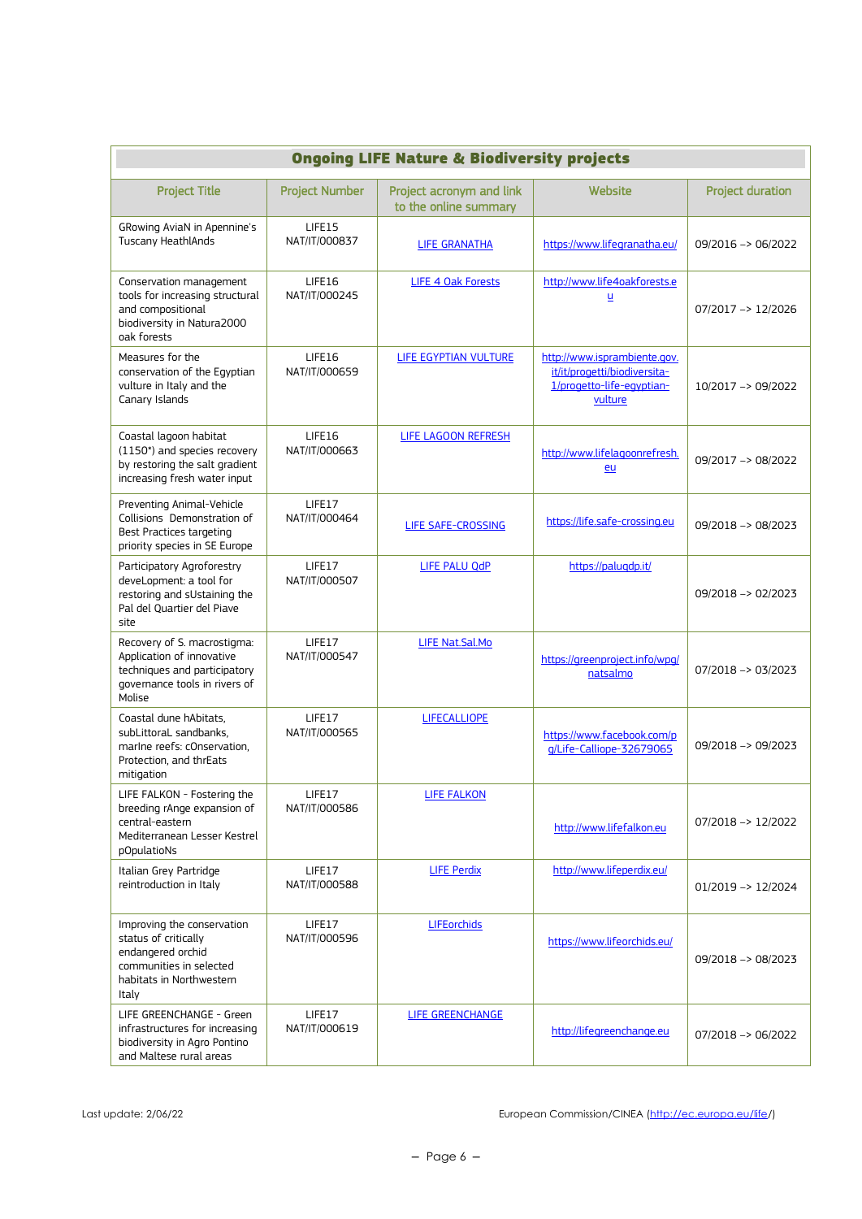| Ongoing LIFE Nature & Biodiversity projects | | | | |
|---|---|---|---|---|
| Project Title | Project Number | Project acronym and link to the online summary | Website | Project duration |
| GRowing AviaN in Apennine's Tuscany HeathlAnds | LIFE15 NAT/IT/000837 | LIFE GRANATHA | https://www.lifegranatha.eu/ | 09/2016 –> 06/2022 |
| Conservation management tools for increasing structural and compositional biodiversity in Natura2000 oak forests | LIFE16 NAT/IT/000245 | LIFE 4 Oak Forests | http://www.life4oakforests.eu | 07/2017 –> 12/2026 |
| Measures for the conservation of the Egyptian vulture in Italy and the Canary Islands | LIFE16 NAT/IT/000659 | LIFE EGYPTIAN VULTURE | http://www.isprambiente.gov.it/it/progetti/biodiversita-1/progetto-life-egyptian-vulture | 10/2017 –> 09/2022 |
| Coastal lagoon habitat (1150*) and species recovery by restoring the salt gradient increasing fresh water input | LIFE16 NAT/IT/000663 | LIFE LAGOON REFRESH | http://www.lifelagoonrefresh.eu | 09/2017 –> 08/2022 |
| Preventing Animal-Vehicle Collisions Demonstration of Best Practices targeting priority species in SE Europe | LIFE17 NAT/IT/000464 | LIFE SAFE-CROSSING | https://life.safe-crossing.eu | 09/2018 –> 08/2023 |
| Participatory Agroforestry deveLopment: a tool for restoring and sUstaining the Pal del Quartier del Piave site | LIFE17 NAT/IT/000507 | LIFE PALU QdP | https://paluqdp.it/ | 09/2018 –> 02/2023 |
| Recovery of S. macrostigma: Application of innovative techniques and participatory governance tools in rivers of Molise | LIFE17 NAT/IT/000547 | LIFE Nat.Sal.Mo | https://greenproject.info/wpg/natsalmo | 07/2018 –> 03/2023 |
| Coastal dune hAbitats, subLittoraL sandbanks, marIne reefs: cOnservation, Protection, and thrEats mitigation | LIFE17 NAT/IT/000565 | LIFECALLIOPE | https://www.facebook.com/pg/Life-Calliope-32679065 | 09/2018 –> 09/2023 |
| LIFE FALKON - Fostering the breeding rAnge expansion of central-eastern Mediterranean Lesser Kestrel pOpulatioNs | LIFE17 NAT/IT/000586 | LIFE FALKON | http://www.lifefalkon.eu | 07/2018 –> 12/2022 |
| Italian Grey Partridge reintroduction in Italy | LIFE17 NAT/IT/000588 | LIFE Perdix | http://www.lifeperdix.eu/ | 01/2019 –> 12/2024 |
| Improving the conservation status of critically endangered orchid communities in selected habitats in Northwestern Italy | LIFE17 NAT/IT/000596 | LIFEorchids | https://www.lifeorchids.eu/ | 09/2018 –> 08/2023 |
| LIFE GREENCHANGE - Green infrastructures for increasing biodiversity in Agro Pontino and Maltese rural areas | LIFE17 NAT/IT/000619 | LIFE GREENCHANGE | http://lifegreenchange.eu | 07/2018 –> 06/2022 |

Last update: 2/06/22

European Commission/CINEA (http://ec.europa.eu/life/)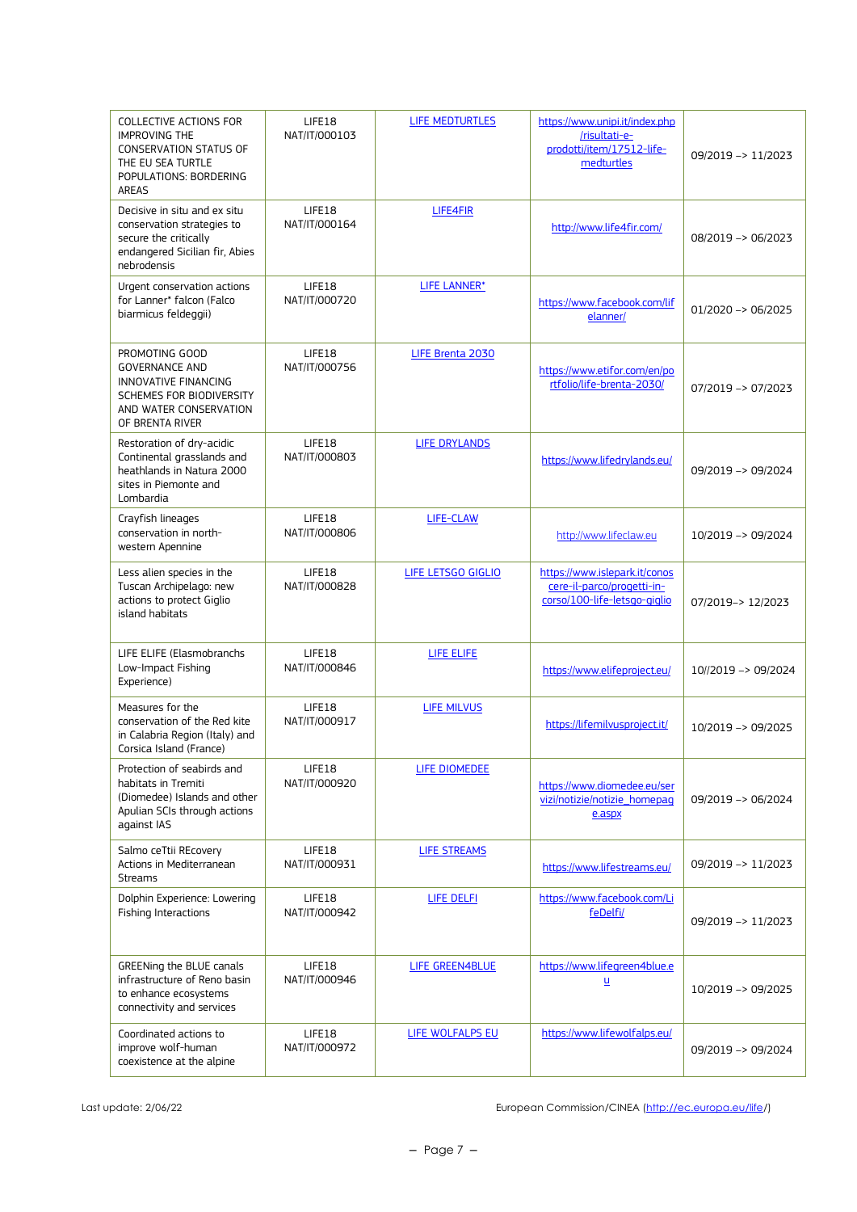| | | | | |
|---|---|---|---|---|
| COLLECTIVE ACTIONS FOR IMPROVING THE CONSERVATION STATUS OF THE EU SEA TURTLE POPULATIONS: BORDERING AREAS | LIFE18 NAT/IT/000103 | LIFE MEDTURTLES | https://www.unipi.it/index.php/risultati-e-prodotti/item/17512-life-medturtles | 09/2019 –> 11/2023 |
| Decisive in situ and ex situ conservation strategies to secure the critically endangered Sicilian fir, Abies nebrodensis | LIFE18 NAT/IT/000164 | LIFE4FIR | http://www.life4fir.com/ | 08/2019 –> 06/2023 |
| Urgent conservation actions for Lanner* falcon (Falco biarmicus feldeggii) | LIFE18 NAT/IT/000720 | LIFE LANNER* | https://www.facebook.com/lifelanner/ | 01/2020 –> 06/2025 |
| PROMOTING GOOD GOVERNANCE AND INNOVATIVE FINANCING SCHEMES FOR BIODIVERSITY AND WATER CONSERVATION OF BRENTA RIVER | LIFE18 NAT/IT/000756 | LIFE Brenta 2030 | https://www.etifor.com/en/portfolio/life-brenta-2030/ | 07/2019 –> 07/2023 |
| Restoration of dry-acidic Continental grasslands and heathlands in Natura 2000 sites in Piemonte and Lombardia | LIFE18 NAT/IT/000803 | LIFE DRYLANDS | https://www.lifedrylands.eu/ | 09/2019 –> 09/2024 |
| Crayfish lineages conservation in north-western Apennine | LIFE18 NAT/IT/000806 | LIFE-CLAW | http://www.lifeclaw.eu | 10/2019 –> 09/2024 |
| Less alien species in the Tuscan Archipelago: new actions to protect Giglio island habitats | LIFE18 NAT/IT/000828 | LIFE LETSGO GIGLIO | https://www.islepark.it/conoscere-il-parco/progetti-in-corso/100-life-letsgo-giglio | 07/2019–> 12/2023 |
| LIFE ELIFE (Elasmobranchs Low-Impact Fishing Experience) | LIFE18 NAT/IT/000846 | LIFE ELIFE | https://www.elifeproject.eu/ | 10//2019 –> 09/2024 |
| Measures for the conservation of the Red kite in Calabria Region (Italy) and Corsica Island (France) | LIFE18 NAT/IT/000917 | LIFE MILVUS | https://lifemilvusproject.it/ | 10/2019 –> 09/2025 |
| Protection of seabirds and habitats in Tremiti (Diomedee) Islands and other Apulian SCIs through actions against IAS | LIFE18 NAT/IT/000920 | LIFE DIOMEDEE | https://www.diomedee.eu/servizi/notizie/notizie_homepage.aspx | 09/2019 –> 06/2024 |
| Salmo ceTtii REcovery Actions in Mediterranean Streams | LIFE18 NAT/IT/000931 | LIFE STREAMS | https://www.lifestreams.eu/ | 09/2019 –> 11/2023 |
| Dolphin Experience: Lowering Fishing Interactions | LIFE18 NAT/IT/000942 | LIFE DELFI | https://www.facebook.com/LifeDelfi/ | 09/2019 –> 11/2023 |
| GREENing the BLUE canals infrastructure of Reno basin to enhance ecosystems connectivity and services | LIFE18 NAT/IT/000946 | LIFE GREEN4BLUE | https://www.lifegreen4blue.eu | 10/2019 –> 09/2025 |
| Coordinated actions to improve wolf-human coexistence at the alpine | LIFE18 NAT/IT/000972 | LIFE WOLFALPS EU | https://www.lifewolfalps.eu/ | 09/2019 –> 09/2024 |

Last update: 2/06/22

European Commission/CINEA (http://ec.europa.eu/life/)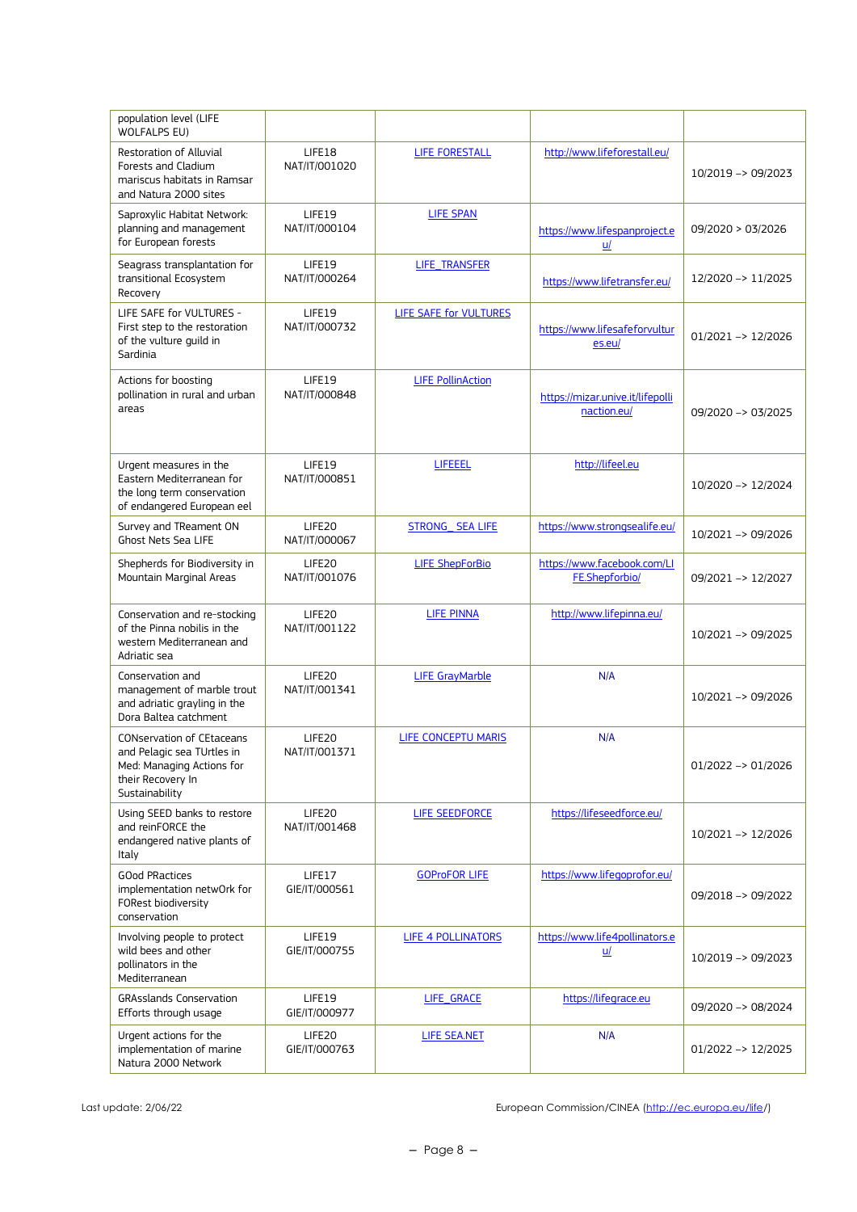| | | | | |
|---|---|---|---|---|
| population level (LIFE WOLFALPS EU) | | | | |
| Restoration of Alluvial Forests and Cladium mariscus habitats in Ramsar and Natura 2000 sites | LIFE18 NAT/IT/001020 | LIFE FORESTALL | http://www.lifeforestall.eu/ | 10/2019 –> 09/2023 |
| Saproxylic Habitat Network: planning and management for European forests | LIFE19 NAT/IT/000104 | LIFE SPAN | https://www.lifespanproject.eu/ | 09/2020 > 03/2026 |
| Seagrass transplantation for transitional Ecosystem Recovery | LIFE19 NAT/IT/000264 | LIFE_TRANSFER | https://www.lifetransfer.eu/ | 12/2020 –> 11/2025 |
| LIFE SAFE for VULTURES - First step to the restoration of the vulture guild in Sardinia | LIFE19 NAT/IT/000732 | LIFE SAFE for VULTURES | https://www.lifesafeforvultures.eu/ | 01/2021 –> 12/2026 |
| Actions for boosting pollination in rural and urban areas | LIFE19 NAT/IT/000848 | LIFE PollinAction | https://mizar.unive.it/lifepollinaction.eu/ | 09/2020 –> 03/2025 |
| Urgent measures in the Eastern Mediterranean for the long term conservation of endangered European eel | LIFE19 NAT/IT/000851 | LIFEEEL | http://lifeel.eu | 10/2020 –> 12/2024 |
| Survey and TReament ON Ghost Nets Sea LIFE | LIFE20 NAT/IT/000067 | STRONG_ SEA LIFE | https://www.strongsealife.eu/ | 10/2021 –> 09/2026 |
| Shepherds for Biodiversity in Mountain Marginal Areas | LIFE20 NAT/IT/001076 | LIFE ShepForBio | https://www.facebook.com/LIFE.Shepforbio/ | 09/2021 –> 12/2027 |
| Conservation and re-stocking of the Pinna nobilis in the western Mediterranean and Adriatic sea | LIFE20 NAT/IT/001122 | LIFE PINNA | http://www.lifepinna.eu/ | 10/2021 –> 09/2025 |
| Conservation and management of marble trout and adriatic grayling in the Dora Baltea catchment | LIFE20 NAT/IT/001341 | LIFE GrayMarble | N/A | 10/2021 –> 09/2026 |
| CONservation of CEtaceans and Pelagic sea TUrtles in Med: Managing Actions for their Recovery In Sustainability | LIFE20 NAT/IT/001371 | LIFE CONCEPTU MARIS | N/A | 01/2022 –> 01/2026 |
| Using SEED banks to restore and reinFORCE the endangered native plants of Italy | LIFE20 NAT/IT/001468 | LIFE SEEDFORCE | https://lifeseedforce.eu/ | 10/2021 –> 12/2026 |
| GOod PRactices implementation netwOrk for FORest biodiversity conservation | LIFE17 GIE/IT/000561 | GOProFOR LIFE | https://www.lifegoprofor.eu/ | 09/2018 –> 09/2022 |
| Involving people to protect wild bees and other pollinators in the Mediterranean | LIFE19 GIE/IT/000755 | LIFE 4 POLLINATORS | https://www.life4pollinators.eu/ | 10/2019 –> 09/2023 |
| GRAsslands Conservation Efforts through usage | LIFE19 GIE/IT/000977 | LIFE_GRACE | https://lifegrace.eu | 09/2020 –> 08/2024 |
| Urgent actions for the implementation of marine Natura 2000 Network | LIFE20 GIE/IT/000763 | LIFE SEA.NET | N/A | 01/2022 –> 12/2025 |

Last update: 2/06/22 European Commission/CINEA (http://ec.europa.eu/life/)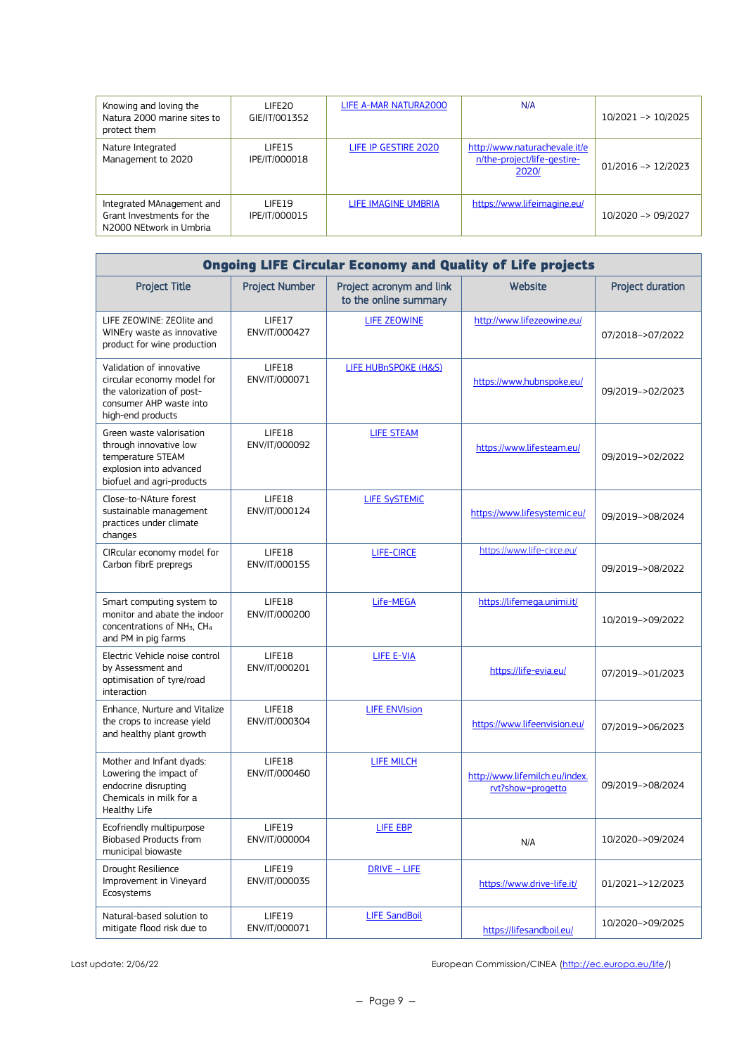| | | | | |
|---|---|---|---|---|
| Knowing and loving the Natura 2000 marine sites to protect them | LIFE20 GIE/IT/001352 | LIFE A-MAR NATURA2000 | N/A | 10/2021 –> 10/2025 |
| Nature Integrated Management to 2020 | LIFE15 IPE/IT/000018 | LIFE IP GESTIRE 2020 | http://www.naturachevale.it/en/the-project/life-gestire-2020/ | 01/2016 –> 12/2023 |
| Integrated MAnagement and Grant Investments for the N2000 NEtwork in Umbria | LIFE19 IPE/IT/000015 | LIFE IMAGINE UMBRIA | https://www.lifeimagine.eu/ | 10/2020 –> 09/2027 |

## Ongoing LIFE Circular Economy and Quality of Life projects

| Project Title | Project Number | Project acronym and link to the online summary | Website | Project duration |
|---|---|---|---|---|
| LIFE ZEOWINE: ZEOlite and WINEry waste as innovative product for wine production | LIFE17 ENV/IT/000427 | LIFE ZEOWINE | http://www.lifezeowine.eu/ | 07/2018–>07/2022 |
| Validation of innovative circular economy model for the valorization of post-consumer AHP waste into high-end products | LIFE18 ENV/IT/000071 | LIFE HUBnSPOKE (H&S) | https://www.hubnspoke.eu/ | 09/2019–>02/2023 |
| Green waste valorisation through innovative low temperature STEAM explosion into advanced biofuel and agri-products | LIFE18 ENV/IT/000092 | LIFE STEAM | https://www.lifesteam.eu/ | 09/2019–>02/2022 |
| Close-to-NAture forest sustainable management practices under climate changes | LIFE18 ENV/IT/000124 | LIFE SySTEMiC | https://www.lifesystemic.eu/ | 09/2019–>08/2024 |
| CIRcular economy model for Carbon fibrE prepregs | LIFE18 ENV/IT/000155 | LIFE-CIRCE | https://www.life-circe.eu/ | 09/2019–>08/2022 |
| Smart computing system to monitor and abate the indoor concentrations of $NH_3$, $CH_4$ and PM in pig farms | LIFE18 ENV/IT/000200 | Life-MEGA | https://lifemega.unimi.it/ | 10/2019–>09/2022 |
| Electric Vehicle noise control by Assessment and optimisation of tyre/road interaction | LIFE18 ENV/IT/000201 | LIFE E-VIA | https://life-evia.eu/ | 07/2019–>01/2023 |
| Enhance, Nurture and Vitalize the crops to increase yield and healthy plant growth | LIFE18 ENV/IT/000304 | LIFE ENVIsion | https://www.lifeenvision.eu/ | 07/2019–>06/2023 |
| Mother and Infant dyads: Lowering the impact of endocrine disrupting Chemicals in milk for a Healthy Life | LIFE18 ENV/IT/000460 | LIFE MILCH | http://www.lifemilch.eu/index.rvt?show=progetto | 09/2019–>08/2024 |
| Ecofriendly multipurpose Biobased Products from municipal biowaste | LIFE19 ENV/IT/000004 | LIFE EBP | N/A | 10/2020–>09/2024 |
| Drought Resilience Improvement in Vineyard Ecosystems | LIFE19 ENV/IT/000035 | DRIVE – LIFE | https://www.drive-life.it/ | 01/2021–>12/2023 |
| Natural-based solution to mitigate flood risk due to | LIFE19 ENV/IT/000071 | LIFE SandBoil | https://lifesandboil.eu/ | 10/2020–>09/2025 |

Last update: 2/06/22 European Commission/CINEA (http://ec.europa.eu/life/)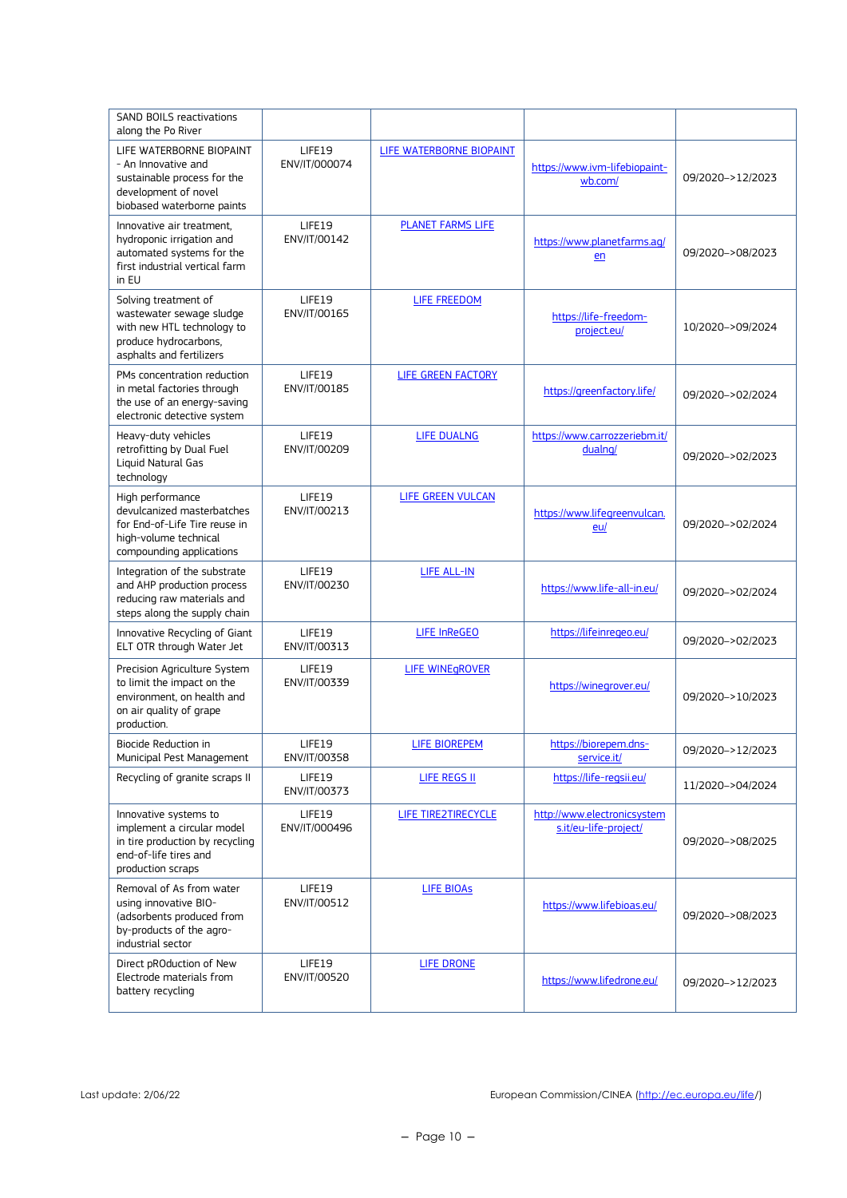| SAND BOILS reactivations along the Po River | | | | |
|---|---|---|---|---|
| LIFE WATERBORNE BIOPAINT - An Innovative and sustainable process for the development of novel biobased waterborne paints | LIFE19 ENV/IT/000074 | LIFE WATERBORNE BIOPAINT | https://www.ivm-lifebiopaint-wb.com/ | 09/2020–>12/2023 |
| Innovative air treatment, hydroponic irrigation and automated systems for the first industrial vertical farm in EU | LIFE19 ENV/IT/00142 | PLANET FARMS LIFE | https://www.planetfarms.ag/en | 09/2020–>08/2023 |
| Solving treatment of wastewater sewage sludge with new HTL technology to produce hydrocarbons, asphalts and fertilizers | LIFE19 ENV/IT/00165 | LIFE FREEDOM | https://life-freedom-project.eu/ | 10/2020–>09/2024 |
| PMs concentration reduction in metal factories through the use of an energy-saving electronic detective system | LIFE19 ENV/IT/00185 | LIFE GREEN FACTORY | https://greenfactory.life/ | 09/2020–>02/2024 |
| Heavy-duty vehicles retrofitting by Dual Fuel Liquid Natural Gas technology | LIFE19 ENV/IT/00209 | LIFE DUALNG | https://www.carrozzeriebm.it/dualng/ | 09/2020–>02/2023 |
| High performance devulcanized masterbatches for End-of-Life Tire reuse in high-volume technical compounding applications | LIFE19 ENV/IT/00213 | LIFE GREEN VULCAN | https://www.lifegreenvulcan.eu/ | 09/2020–>02/2024 |
| Integration of the substrate and AHP production process reducing raw materials and steps along the supply chain | LIFE19 ENV/IT/00230 | LIFE ALL-IN | https://www.life-all-in.eu/ | 09/2020–>02/2024 |
| Innovative Recycling of Giant ELT OTR through Water Jet | LIFE19 ENV/IT/00313 | LIFE InReGEO | https://lifeinregeo.eu/ | 09/2020–>02/2023 |
| Precision Agriculture System to limit the impact on the environment, on health and on air quality of grape production. | LIFE19 ENV/IT/00339 | LIFE WINEgROVER | https://winegrover.eu/ | 09/2020–>10/2023 |
| Biocide Reduction in Municipal Pest Management | LIFE19 ENV/IT/00358 | LIFE BIOREPEM | https://biorepem.dns-service.it/ | 09/2020–>12/2023 |
| Recycling of granite scraps II | LIFE19 ENV/IT/00373 | LIFE REGS II | https://life-regsii.eu/ | 11/2020–>04/2024 |
| Innovative systems to implement a circular model in tire production by recycling end-of-life tires and production scraps | LIFE19 ENV/IT/000496 | LIFE TIRE2TIRECYCLE | http://www.electronicsystems.it/eu-life-project/ | 09/2020–>08/2025 |
| Removal of As from water using innovative BIO-(adsorbents produced from by-products of the agro-industrial sector | LIFE19 ENV/IT/00512 | LIFE BIOAs | https://www.lifebioas.eu/ | 09/2020–>08/2023 |
| Direct pROduction of New Electrode materials from battery recycling | LIFE19 ENV/IT/00520 | LIFE DRONE | https://www.lifedrone.eu/ | 09/2020–>12/2023 |

Last update: 2/06/22

European Commission/CINEA (http://ec.europa.eu/life/)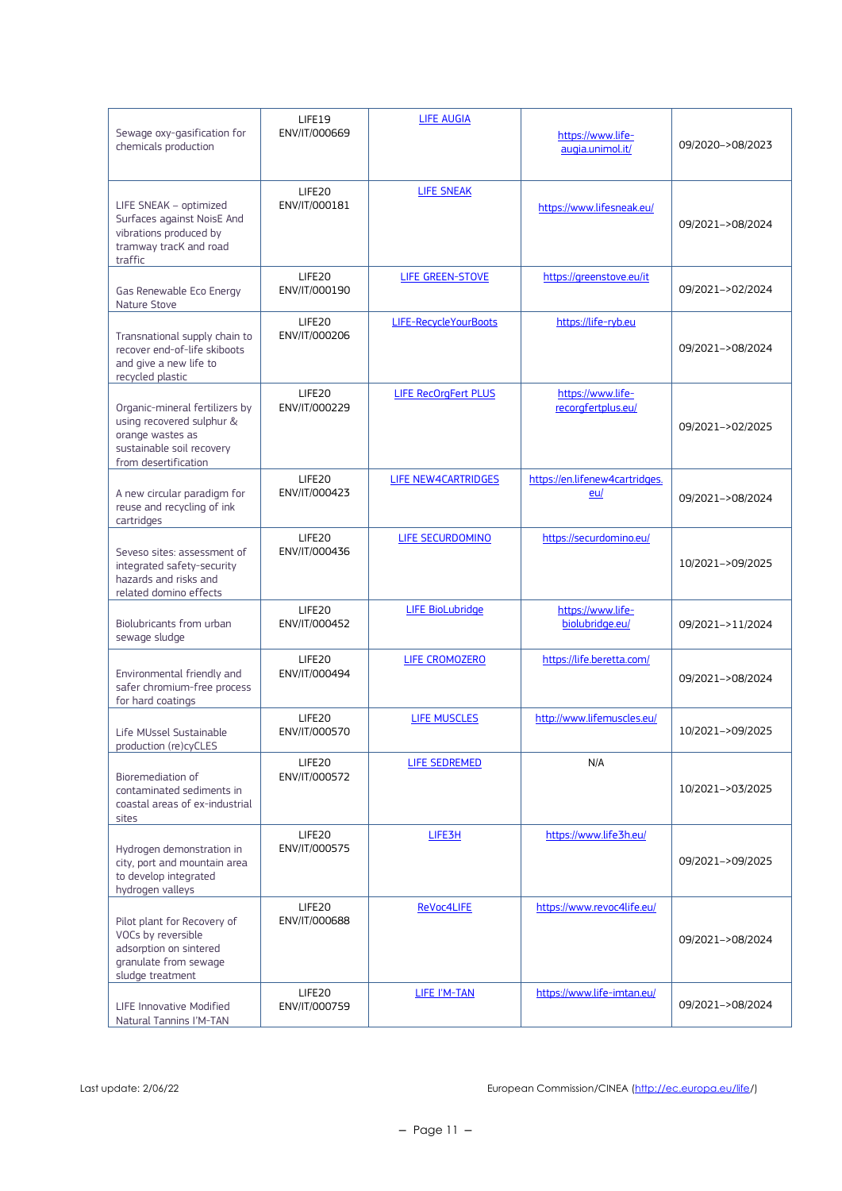| Sewage oxy-gasification for chemicals production | LIFE19 ENV/IT/000669 | LIFE AUGIA | https://www.life-augia.unimol.it/ | 09/2020->08/2023 |
|---|---|---|---|---|
| LIFE SNEAK – optimized Surfaces against NoisE And vibrations produced by tramway tracK and road traffic | LIFE20 ENV/IT/000181 | LIFE SNEAK | https://www.lifesneak.eu/ | 09/2021->08/2024 |
| Gas Renewable Eco Energy Nature Stove | LIFE20 ENV/IT/000190 | LIFE GREEN-STOVE | https://greenstove.eu/it | 09/2021->02/2024 |
| Transnational supply chain to recover end-of-life skiboots and give a new life to recycled plastic | LIFE20 ENV/IT/000206 | LIFE-RecycleYourBoots | https://life-ryb.eu | 09/2021->08/2024 |
| Organic-mineral fertilizers by using recovered sulphur & orange wastes as sustainable soil recovery from desertification | LIFE20 ENV/IT/000229 | LIFE RecOrgFert PLUS | https://www.life-recorgfertplus.eu/ | 09/2021->02/2025 |
| A new circular paradigm for reuse and recycling of ink cartridges | LIFE20 ENV/IT/000423 | LIFE NEW4CARTRIDGES | https://en.lifenew4cartridges.eu/ | 09/2021->08/2024 |
| Seveso sites: assessment of integrated safety-security hazards and risks and related domino effects | LIFE20 ENV/IT/000436 | LIFE SECURDOMINO | https://securdomino.eu/ | 10/2021->09/2025 |
| Biolubricants from urban sewage sludge | LIFE20 ENV/IT/000452 | LIFE BioLubridge | https://www.life-biolubridge.eu/ | 09/2021->11/2024 |
| Environmental friendly and safer chromium-free process for hard coatings | LIFE20 ENV/IT/000494 | LIFE CROMOZERO | https://life.beretta.com/ | 09/2021->08/2024 |
| Life MUssel Sustainable production (re)cyCLES | LIFE20 ENV/IT/000570 | LIFE MUSCLES | http://www.lifemuscles.eu/ | 10/2021->09/2025 |
| Bioremediation of contaminated sediments in coastal areas of ex-industrial sites | LIFE20 ENV/IT/000572 | LIFE SEDREMED | N/A | 10/2021->03/2025 |
| Hydrogen demonstration in city, port and mountain area to develop integrated hydrogen valleys | LIFE20 ENV/IT/000575 | LIFE3H | https://www.life3h.eu/ | 09/2021->09/2025 |
| Pilot plant for Recovery of VOCs by reversible adsorption on sintered granulate from sewage sludge treatment | LIFE20 ENV/IT/000688 | ReVoc4LIFE | https://www.revoc4life.eu/ | 09/2021->08/2024 |
| LIFE Innovative Modified Natural Tannins I'M-TAN | LIFE20 ENV/IT/000759 | LIFE I'M-TAN | https://www.life-imtan.eu/ | 09/2021->08/2024 |

Last update: 2/06/22

European Commission/CINEA (http://ec.europa.eu/life/)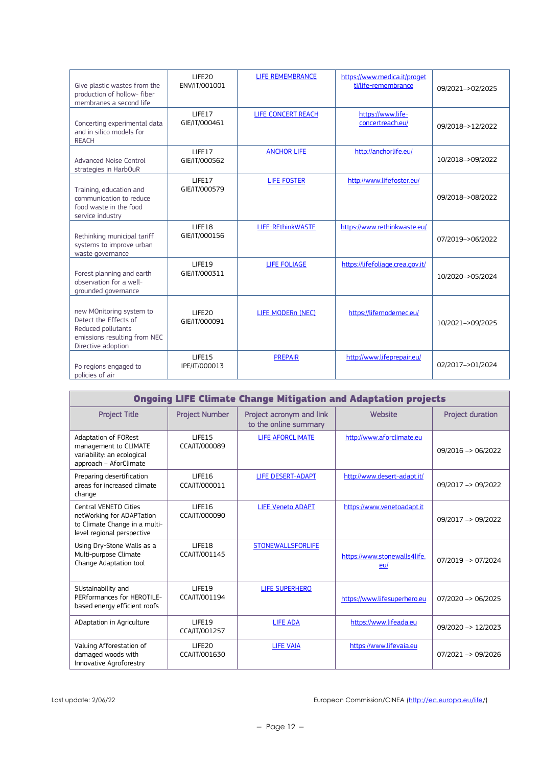| | | | | |
|---|---|---|---|---|
| Give plastic wastes from the production of hollow- fiber membranes a second life | LIFE20 ENV/IT/001001 | LIFE REMEMBRANCE | https://www.medica.it/progetti/life-remembrance | 09/2021–>02/2025 |
| Concerting experimental data and in silico models for REACH | LIFE17 GIE/IT/000461 | LIFE CONCERT REACH | https://www.life-concertreach.eu/ | 09/2018–>12/2022 |
| Advanced Noise Control strategies in HarbOuR | LIFE17 GIE/IT/000562 | ANCHOR LIFE | http://anchorlife.eu/ | 10/2018–>09/2022 |
| Training, education and communication to reduce food waste in the food service industry | LIFE17 GIE/IT/000579 | LIFE FOSTER | http://www.lifefoster.eu/ | 09/2018–>08/2022 |
| Rethinking municipal tariff systems to improve urban waste governance | LIFE18 GIE/IT/000156 | LIFE-REthinkWASTE | https://www.rethinkwaste.eu/ | 07/2019–>06/2022 |
| Forest planning and earth observation for a well-grounded governance | LIFE19 GIE/IT/000311 | LIFE FOLIAGE | https://lifefoliage.crea.gov.it/ | 10/2020–>05/2024 |
| new MOnitoring system to Detect the Effects of Reduced pollutants emissions resulting from NEC Directive adoption | LIFE20 GIE/IT/000091 | LIFE MODERn (NEC) | https://lifemodernec.eu/ | 10/2021–>09/2025 |
| Po regions engaged to policies of air | LIFE15 IPE/IT/000013 | PREPAIR | http://www.lifeprepair.eu/ | 02/2017–>01/2024 |

**Ongoing LIFE Climate Change Mitigation and Adaptation projects**

| Project Title | Project Number | Project acronym and link to the online summary | Website | Project duration |
|---|---|---|---|---|
| Adaptation of FORest management to CLIMATE variability: an ecological approach – AforClimate | LIFE15 CCA/IT/000089 | LIFE AFORCLIMATE | http://www.aforclimate.eu | 09/2016 –> 06/2022 |
| Preparing desertification areas for increased climate change | LIFE16 CCA/IT/000011 | LIFE DESERT-ADAPT | http://www.desert-adapt.it/ | 09/2017 –> 09/2022 |
| Central VENETO Cities netWorking for ADAPTation to Climate Change in a multi-level regional perspective | LIFE16 CCA/IT/000090 | LIFE Veneto ADAPT | https://www.venetoadapt.it | 09/2017 –> 09/2022 |
| Using Dry-Stone Walls as a Multi-purpose Climate Change Adaptation tool | LIFE18 CCA/IT/001145 | STONEWALLSFORLIFE | https://www.stonewalls4life.eu/ | 07/2019 –> 07/2024 |
| SUstainability and PERformances for HEROTILE-based energy efficient roofs | LIFE19 CCA/IT/001194 | LIFE SUPERHERO | https://www.lifesuperhero.eu | 07/2020 –> 06/2025 |
| ADaptation in Agriculture | LIFE19 CCA/IT/001257 | LIFE ADA | https://www.lifeada.eu | 09/2020 –> 12/2023 |
| Valuing Afforestation of damaged woods with Innovative Agroforestry | LIFE20 CCA/IT/001630 | LIFE VAIA | https://www.lifevaia.eu | 07/2021 –> 09/2026 |

Last update: 2/06/22

European Commission/CINEA (http://ec.europa.eu/life/)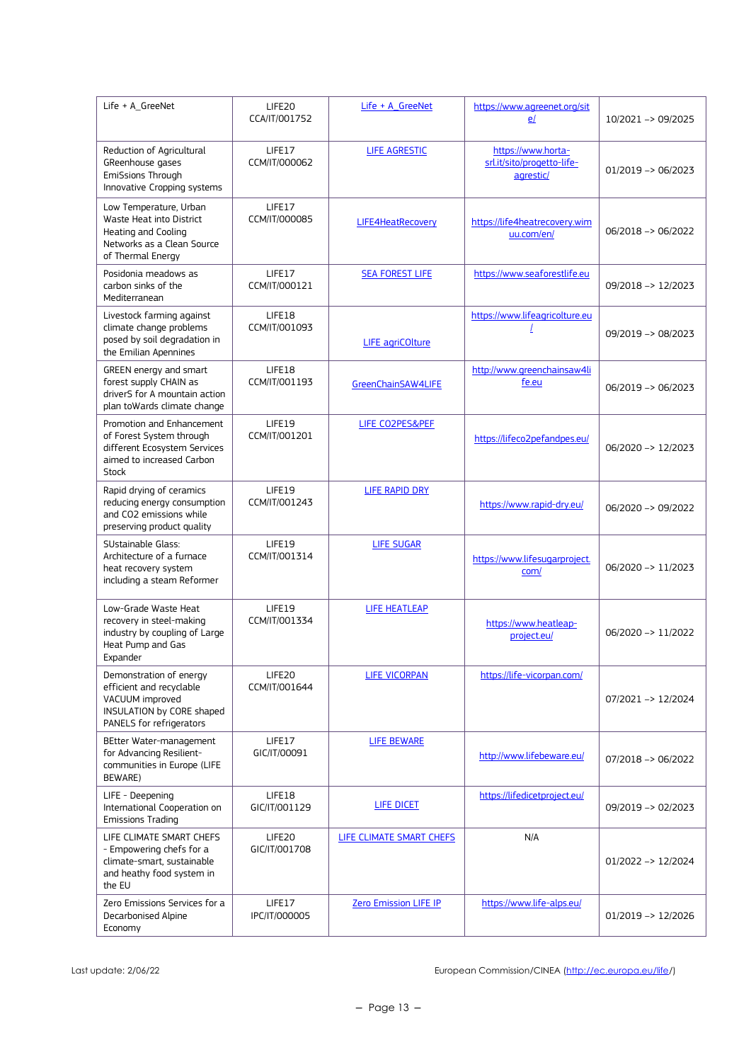| | | | | |
|---|---|---|---|---|
| Life + A_GreeNet | LIFE20 CCA/IT/001752 | Life + A_GreeNet | https://www.agreenet.org/site/ | 10/2021 –> 09/2025 |
| Reduction of Agricultural GReenhouse gases EmiSsions Through Innovative Cropping systems | LIFE17 CCM/IT/000062 | LIFE AGRESTIC | https://www.horta-srl.it/sito/progetto-life-agrestic/ | 01/2019 –> 06/2023 |
| Low Temperature, Urban Waste Heat into District Heating and Cooling Networks as a Clean Source of Thermal Energy | LIFE17 CCM/IT/000085 | LIFE4HeatRecovery | https://life4heatrecovery.wimuu.com/en/ | 06/2018 –> 06/2022 |
| Posidonia meadows as carbon sinks of the Mediterranean | LIFE17 CCM/IT/000121 | SEA FOREST LIFE | https://www.seaforestlife.eu | 09/2018 –> 12/2023 |
| Livestock farming against climate change problems posed by soil degradation in the Emilian Apennines | LIFE18 CCM/IT/001093 | LIFE agriCOlture | https://www.lifeagricolture.eu/ | 09/2019 –> 08/2023 |
| GREEN energy and smart forest supply CHAIN as driverS for A mountain action plan toWards climate change | LIFE18 CCM/IT/001193 | GreenChainSAW4LIFE | http://www.greenchainsaw4life.eu | 06/2019 –> 06/2023 |
| Promotion and Enhancement of Forest System through different Ecosystem Services aimed to increased Carbon Stock | LIFE19 CCM/IT/001201 | LIFE CO2PES&PEF | https://lifeco2pefandpes.eu/ | 06/2020 –> 12/2023 |
| Rapid drying of ceramics reducing energy consumption and CO2 emissions while preserving product quality | LIFE19 CCM/IT/001243 | LIFE RAPID DRY | https://www.rapid-dry.eu/ | 06/2020 –> 09/2022 |
| SUstainable Glass: Architecture of a furnace heat recovery system including a steam Reformer | LIFE19 CCM/IT/001314 | LIFE SUGAR | https://www.lifesugarproject.com/ | 06/2020 –> 11/2023 |
| Low-Grade Waste Heat recovery in steel-making industry by coupling of Large Heat Pump and Gas Expander | LIFE19 CCM/IT/001334 | LIFE HEATLEAP | https://www.heatleap-project.eu/ | 06/2020 –> 11/2022 |
| Demonstration of energy efficient and recyclable VACUUM improved INSULATION by CORE shaped PANELS for refrigerators | LIFE20 CCM/IT/001644 | LIFE VICORPAN | https://life-vicorpan.com/ | 07/2021 –> 12/2024 |
| BEtter Water-management for Advancing Resilient-communities in Europe (LIFE BEWARE) | LIFE17 GIC/IT/00091 | LIFE BEWARE | http://www.lifebeware.eu/ | 07/2018 –> 06/2022 |
| LIFE - Deepening International Cooperation on Emissions Trading | LIFE18 GIC/IT/001129 | LIFE DICET | https://lifedicetproject.eu/ | 09/2019 –> 02/2023 |
| LIFE CLIMATE SMART CHEFS - Empowering chefs for a climate-smart, sustainable and heathy food system in the EU | LIFE20 GIC/IT/001708 | LIFE CLIMATE SMART CHEFS | N/A | 01/2022 –> 12/2024 |
| Zero Emissions Services for a Decarbonised Alpine Economy | LIFE17 IPC/IT/000005 | Zero Emission LIFE IP | https://www.life-alps.eu/ | 01/2019 –> 12/2026 |

Last update: 2/06/22

European Commission/CINEA (http://ec.europa.eu/life/)